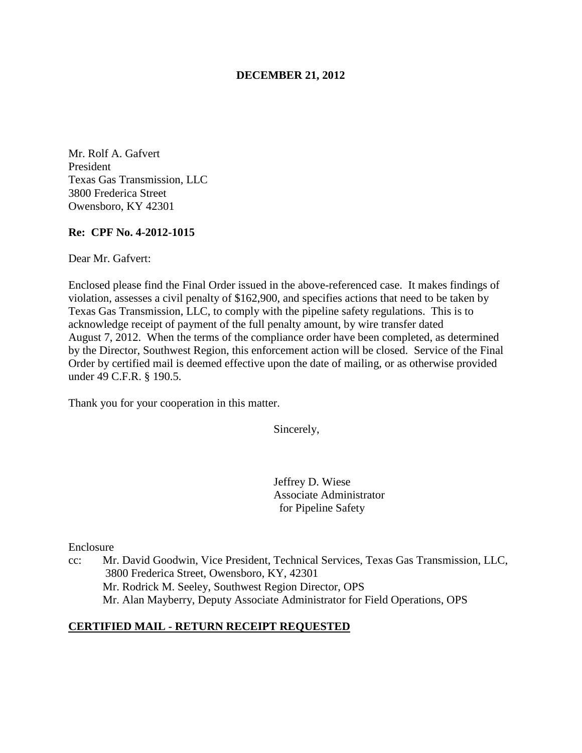**DECEMBER 21, 2012**

Mr. Rolf A. Gafvert  
President  
Texas Gas Transmission, LLC  
3800 Frederica Street  
Owensboro, KY 42301

**Re: CPF No. 4-2012-1015**

Dear Mr. Gafvert:

Enclosed please find the Final Order issued in the above-referenced case. It makes findings of violation, assesses a civil penalty of $162,900, and specifies actions that need to be taken by Texas Gas Transmission, LLC, to comply with the pipeline safety regulations. This is to acknowledge receipt of payment of the full penalty amount, by wire transfer dated August 7, 2012. When the terms of the compliance order have been completed, as determined by the Director, Southwest Region, this enforcement action will be closed. Service of the Final Order by certified mail is deemed effective upon the date of mailing, or as otherwise provided under 49 C.F.R. § 190.5.

Thank you for your cooperation in this matter.

Sincerely,

Jeffrey D. Wiese  
Associate Administrator  
for Pipeline Safety

Enclosure

cc: Mr. David Goodwin, Vice President, Technical Services, Texas Gas Transmission, LLC, 3800 Frederica Street, Owensboro, KY, 42301  
Mr. Rodrick M. Seeley, Southwest Region Director, OPS  
Mr. Alan Mayberry, Deputy Associate Administrator for Field Operations, OPS

**CERTIFIED MAIL - RETURN RECEIPT REQUESTED**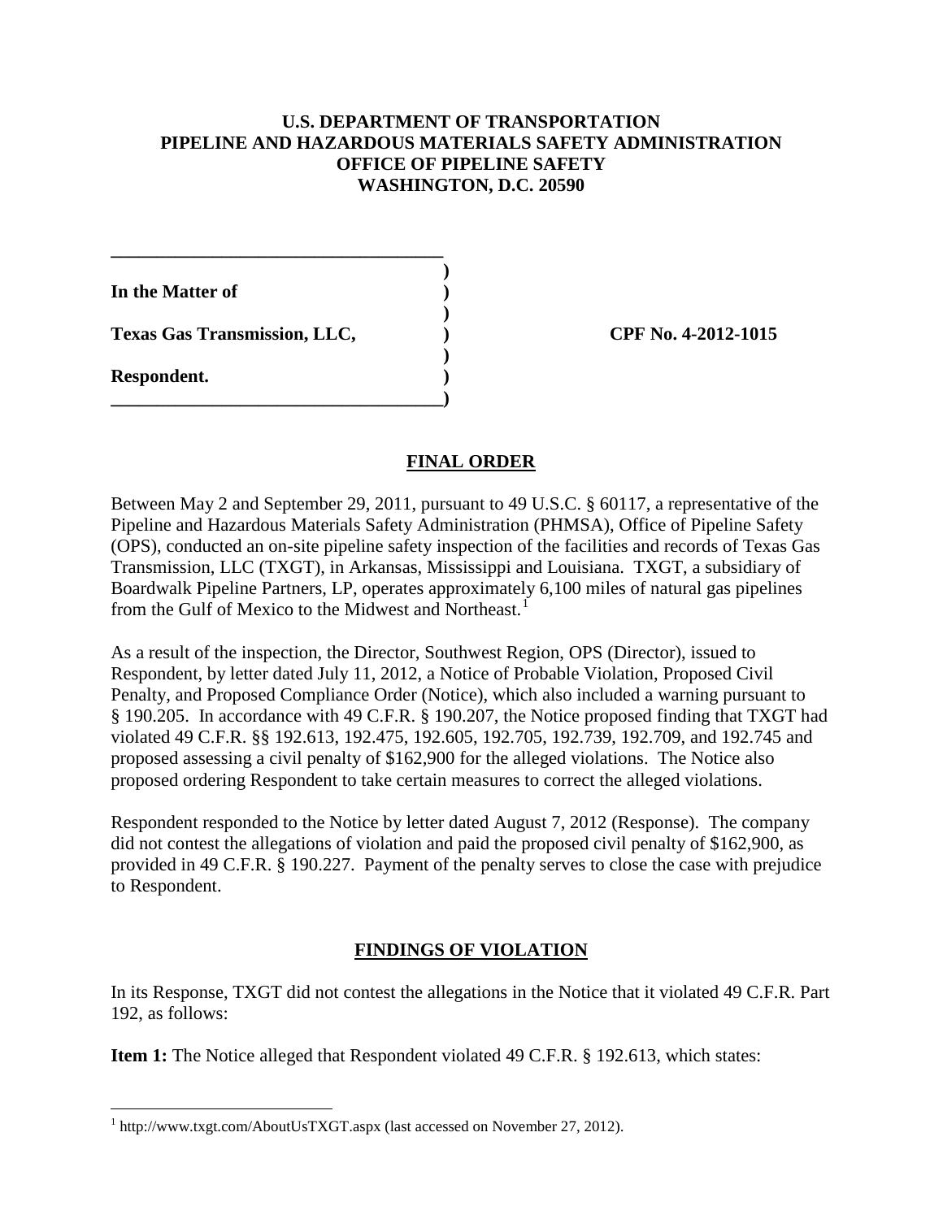**U.S. DEPARTMENT OF TRANSPORTATION**
**PIPELINE AND HAZARDOUS MATERIALS SAFETY ADMINISTRATION**
**OFFICE OF PIPELINE SAFETY**
**WASHINGTON, D.C. 20590**

| | | |
|---|---|---|
| **In the Matter of** | **)** | |
| **Texas Gas Transmission, LLC,** | **)** | **CPF No. 4-2012-1015** |
| **Respondent.** | **)** | |

## FINAL ORDER

Between May 2 and September 29, 2011, pursuant to 49 U.S.C. § 60117, a representative of the Pipeline and Hazardous Materials Safety Administration (PHMSA), Office of Pipeline Safety (OPS), conducted an on-site pipeline safety inspection of the facilities and records of Texas Gas Transmission, LLC (TXGT), in Arkansas, Mississippi and Louisiana. TXGT, a subsidiary of Boardwalk Pipeline Partners, LP, operates approximately 6,100 miles of natural gas pipelines from the Gulf of Mexico to the Midwest and Northeast.[1]

As a result of the inspection, the Director, Southwest Region, OPS (Director), issued to Respondent, by letter dated July 11, 2012, a Notice of Probable Violation, Proposed Civil Penalty, and Proposed Compliance Order (Notice), which also included a warning pursuant to § 190.205. In accordance with 49 C.F.R. § 190.207, the Notice proposed finding that TXGT had violated 49 C.F.R. §§ 192.613, 192.475, 192.605, 192.705, 192.739, 192.709, and 192.745 and proposed assessing a civil penalty of $162,900 for the alleged violations. The Notice also proposed ordering Respondent to take certain measures to correct the alleged violations.

Respondent responded to the Notice by letter dated August 7, 2012 (Response). The company did not contest the allegations of violation and paid the proposed civil penalty of $162,900, as provided in 49 C.F.R. § 190.227. Payment of the penalty serves to close the case with prejudice to Respondent.

## FINDINGS OF VIOLATION

In its Response, TXGT did not contest the allegations in the Notice that it violated 49 C.F.R. Part 192, as follows:

**Item 1:** The Notice alleged that Respondent violated 49 C.F.R. § 192.613, which states:

[1] http://www.txgt.com/AboutUsTXGT.aspx (last accessed on November 27, 2012).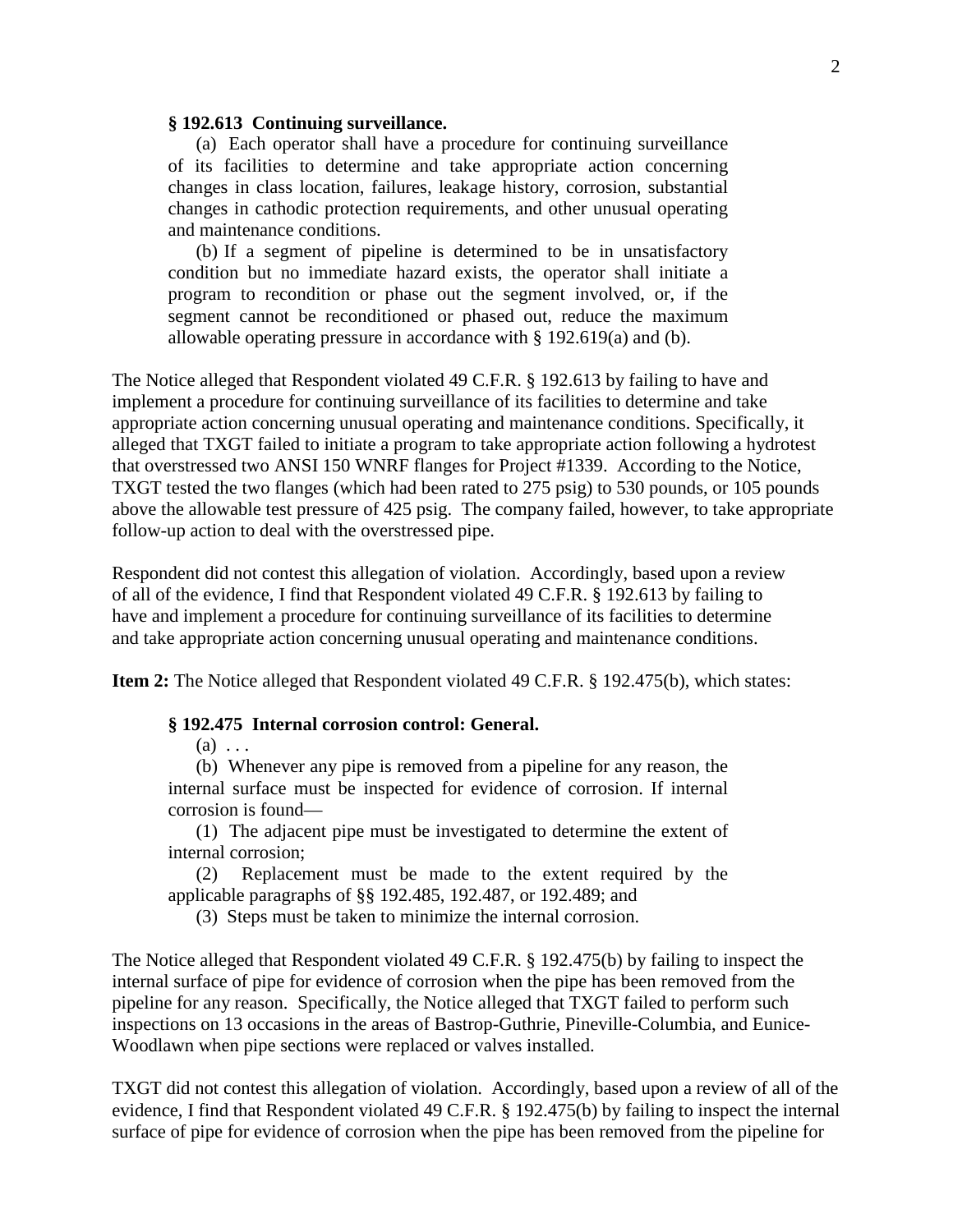**§ 192.613 Continuing surveillance.**

(a) Each operator shall have a procedure for continuing surveillance of its facilities to determine and take appropriate action concerning changes in class location, failures, leakage history, corrosion, substantial changes in cathodic protection requirements, and other unusual operating and maintenance conditions.

(b) If a segment of pipeline is determined to be in unsatisfactory condition but no immediate hazard exists, the operator shall initiate a program to recondition or phase out the segment involved, or, if the segment cannot be reconditioned or phased out, reduce the maximum allowable operating pressure in accordance with § 192.619(a) and (b).

The Notice alleged that Respondent violated 49 C.F.R. § 192.613 by failing to have and implement a procedure for continuing surveillance of its facilities to determine and take appropriate action concerning unusual operating and maintenance conditions. Specifically, it alleged that TXGT failed to initiate a program to take appropriate action following a hydrotest that overstressed two ANSI 150 WNRF flanges for Project #1339. According to the Notice, TXGT tested the two flanges (which had been rated to 275 psig) to 530 pounds, or 105 pounds above the allowable test pressure of 425 psig. The company failed, however, to take appropriate follow-up action to deal with the overstressed pipe.

Respondent did not contest this allegation of violation. Accordingly, based upon a review of all of the evidence, I find that Respondent violated 49 C.F.R. § 192.613 by failing to have and implement a procedure for continuing surveillance of its facilities to determine and take appropriate action concerning unusual operating and maintenance conditions.

**Item 2:** The Notice alleged that Respondent violated 49 C.F.R. § 192.475(b), which states:

**§ 192.475 Internal corrosion control: General.**

(a) . . .

(b) Whenever any pipe is removed from a pipeline for any reason, the internal surface must be inspected for evidence of corrosion. If internal corrosion is found—

(1) The adjacent pipe must be investigated to determine the extent of internal corrosion;

(2) Replacement must be made to the extent required by the applicable paragraphs of §§ 192.485, 192.487, or 192.489; and

(3) Steps must be taken to minimize the internal corrosion.

The Notice alleged that Respondent violated 49 C.F.R. § 192.475(b) by failing to inspect the internal surface of pipe for evidence of corrosion when the pipe has been removed from the pipeline for any reason. Specifically, the Notice alleged that TXGT failed to perform such inspections on 13 occasions in the areas of Bastrop-Guthrie, Pineville-Columbia, and Eunice-Woodlawn when pipe sections were replaced or valves installed.

TXGT did not contest this allegation of violation. Accordingly, based upon a review of all of the evidence, I find that Respondent violated 49 C.F.R. § 192.475(b) by failing to inspect the internal surface of pipe for evidence of corrosion when the pipe has been removed from the pipeline for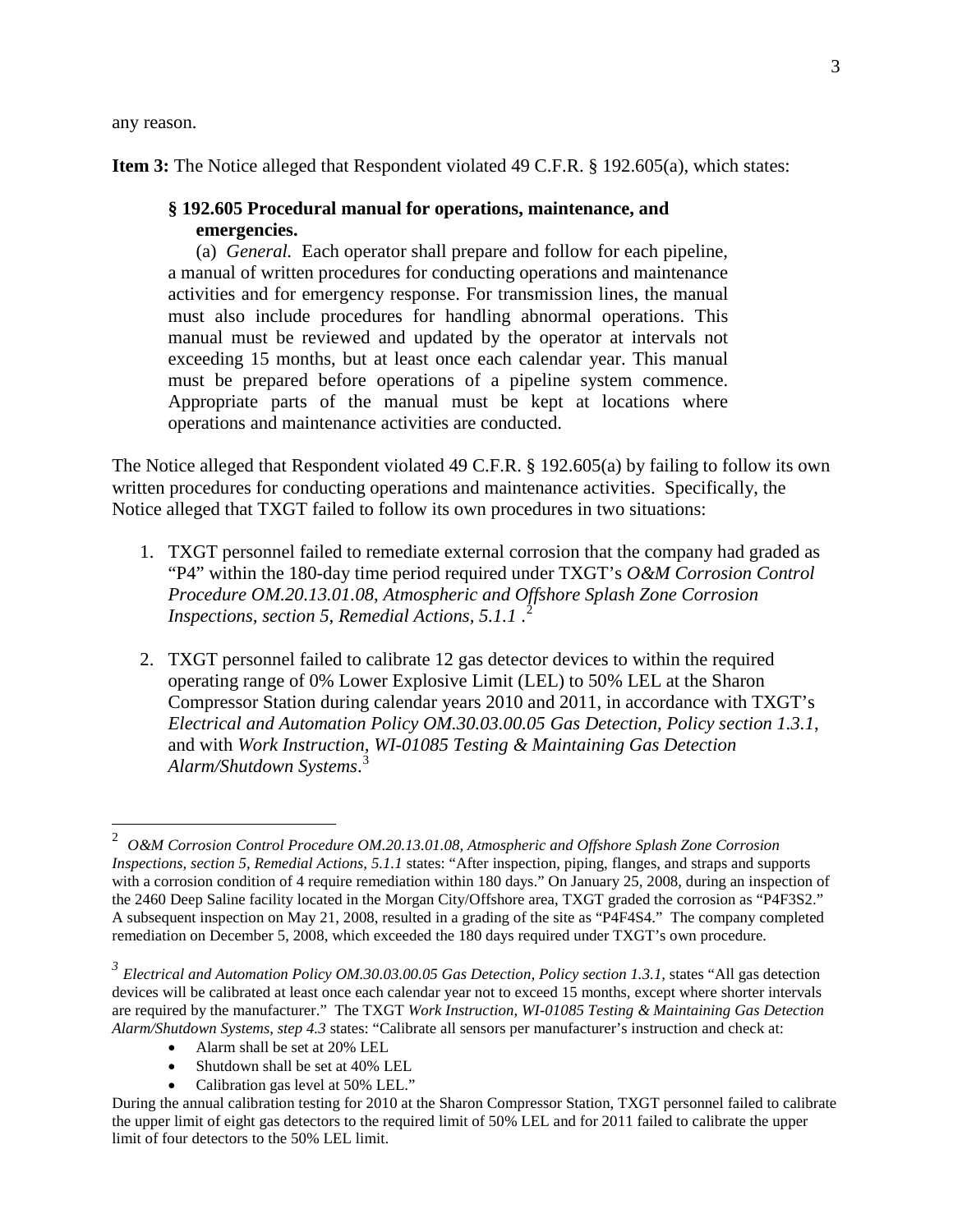any reason.

**Item 3:** The Notice alleged that Respondent violated 49 C.F.R. § 192.605(a), which states:

> **§ 192.605 Procedural manual for operations, maintenance, and emergencies.**
>
> (a) *General.* Each operator shall prepare and follow for each pipeline, a manual of written procedures for conducting operations and maintenance activities and for emergency response. For transmission lines, the manual must also include procedures for handling abnormal operations. This manual must be reviewed and updated by the operator at intervals not exceeding 15 months, but at least once each calendar year. This manual must be prepared before operations of a pipeline system commence. Appropriate parts of the manual must be kept at locations where operations and maintenance activities are conducted.

The Notice alleged that Respondent violated 49 C.F.R. § 192.605(a) by failing to follow its own written procedures for conducting operations and maintenance activities. Specifically, the Notice alleged that TXGT failed to follow its own procedures in two situations:

1. TXGT personnel failed to remediate external corrosion that the company had graded as "P4" within the 180-day time period required under TXGT's *O&M Corrosion Control Procedure OM.20.13.01.08, Atmospheric and Offshore Splash Zone Corrosion Inspections, section 5, Remedial Actions, 5.1.1* .[2]

2. TXGT personnel failed to calibrate 12 gas detector devices to within the required operating range of 0% Lower Explosive Limit (LEL) to 50% LEL at the Sharon Compressor Station during calendar years 2010 and 2011, in accordance with TXGT's *Electrical and Automation Policy OM.30.03.00.05 Gas Detection, Policy section 1.3.1*, and with *Work Instruction, WI-01085 Testing & Maintaining Gas Detection Alarm/Shutdown Systems*.[3]

---

[2] *O&M Corrosion Control Procedure OM.20.13.01.08, Atmospheric and Offshore Splash Zone Corrosion Inspections, section 5, Remedial Actions, 5.1.1* states: "After inspection, piping, flanges, and straps and supports with a corrosion condition of 4 require remediation within 180 days." On January 25, 2008, during an inspection of the 2460 Deep Saline facility located in the Morgan City/Offshore area, TXGT graded the corrosion as "P4F3S2." A subsequent inspection on May 21, 2008, resulted in a grading of the site as "P4F4S4." The company completed remediation on December 5, 2008, which exceeded the 180 days required under TXGT's own procedure.

[3] *Electrical and Automation Policy OM.30.03.00.05 Gas Detection, Policy section 1.3.1,* states "All gas detection devices will be calibrated at least once each calendar year not to exceed 15 months, except where shorter intervals are required by the manufacturer." The TXGT *Work Instruction, WI-01085 Testing & Maintaining Gas Detection Alarm/Shutdown Systems, step 4.3* states: "Calibrate all sensors per manufacturer's instruction and check at:

- Alarm shall be set at 20% LEL
- Shutdown shall be set at 40% LEL
- Calibration gas level at 50% LEL."

During the annual calibration testing for 2010 at the Sharon Compressor Station, TXGT personnel failed to calibrate the upper limit of eight gas detectors to the required limit of 50% LEL and for 2011 failed to calibrate the upper limit of four detectors to the 50% LEL limit.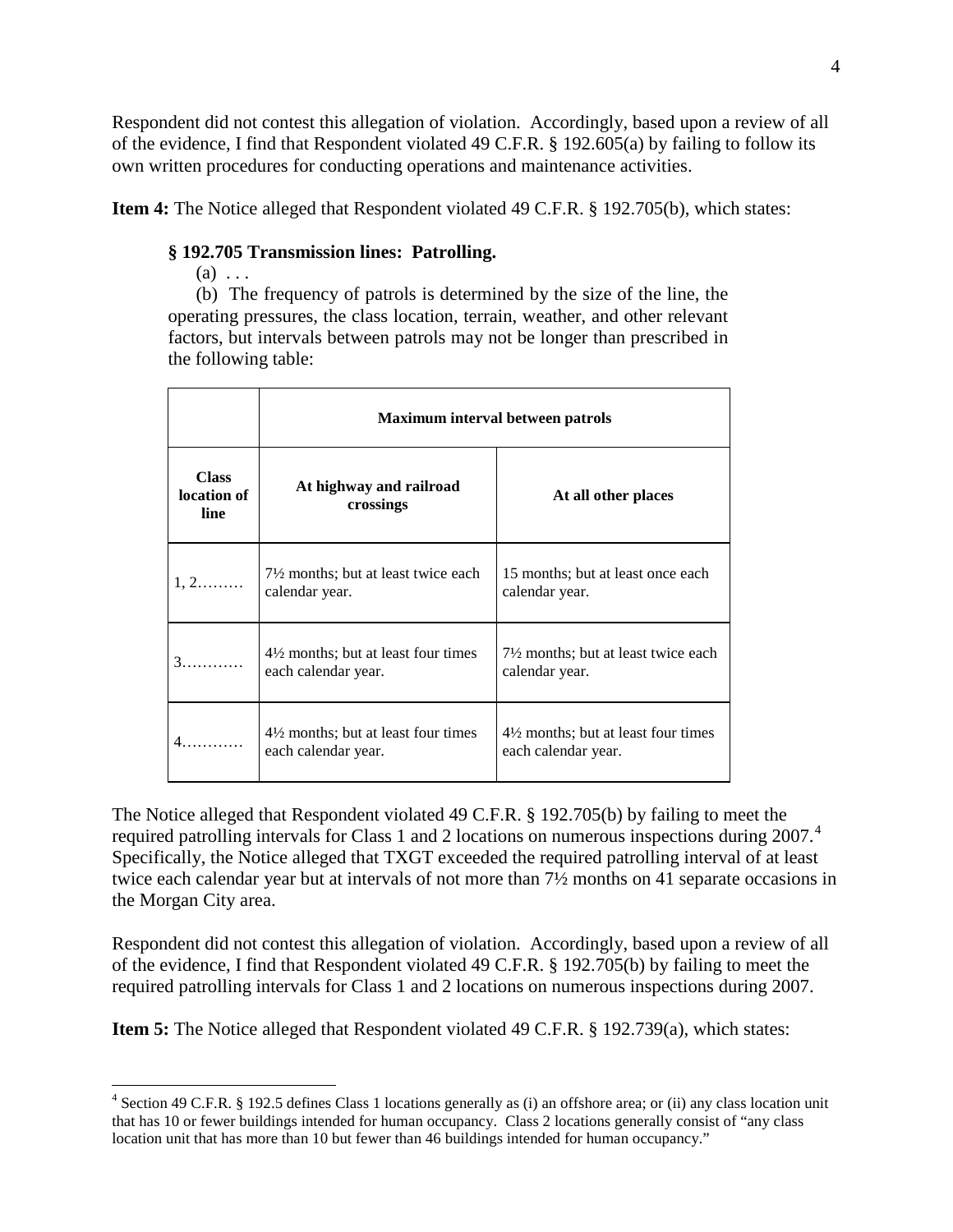Respondent did not contest this allegation of violation. Accordingly, based upon a review of all of the evidence, I find that Respondent violated 49 C.F.R. § 192.605(a) by failing to follow its own written procedures for conducting operations and maintenance activities.

**Item 4:** The Notice alleged that Respondent violated 49 C.F.R. § 192.705(b), which states:

> **§ 192.705 Transmission lines: Patrolling.**
>
> (a) . . .
>
> (b) The frequency of patrols is determined by the size of the line, the operating pressures, the class location, terrain, weather, and other relevant factors, but intervals between patrols may not be longer than prescribed in the following table:

| | Maximum interval between patrols | |
|---|---|---|
| **Class location of line** | **At highway and railroad crossings** | **At all other places** |
| 1, 2……… | 7½ months; but at least twice each calendar year. | 15 months; but at least once each calendar year. |
| 3………… | 4½ months; but at least four times each calendar year. | 7½ months; but at least twice each calendar year. |
| 4………… | 4½ months; but at least four times each calendar year. | 4½ months; but at least four times each calendar year. |

The Notice alleged that Respondent violated 49 C.F.R. § 192.705(b) by failing to meet the required patrolling intervals for Class 1 and 2 locations on numerous inspections during 2007.[4] Specifically, the Notice alleged that TXGT exceeded the required patrolling interval of at least twice each calendar year but at intervals of not more than 7½ months on 41 separate occasions in the Morgan City area.

Respondent did not contest this allegation of violation. Accordingly, based upon a review of all of the evidence, I find that Respondent violated 49 C.F.R. § 192.705(b) by failing to meet the required patrolling intervals for Class 1 and 2 locations on numerous inspections during 2007.

**Item 5:** The Notice alleged that Respondent violated 49 C.F.R. § 192.739(a), which states:

---

[4] Section 49 C.F.R. § 192.5 defines Class 1 locations generally as (i) an offshore area; or (ii) any class location unit that has 10 or fewer buildings intended for human occupancy. Class 2 locations generally consist of "any class location unit that has more than 10 but fewer than 46 buildings intended for human occupancy."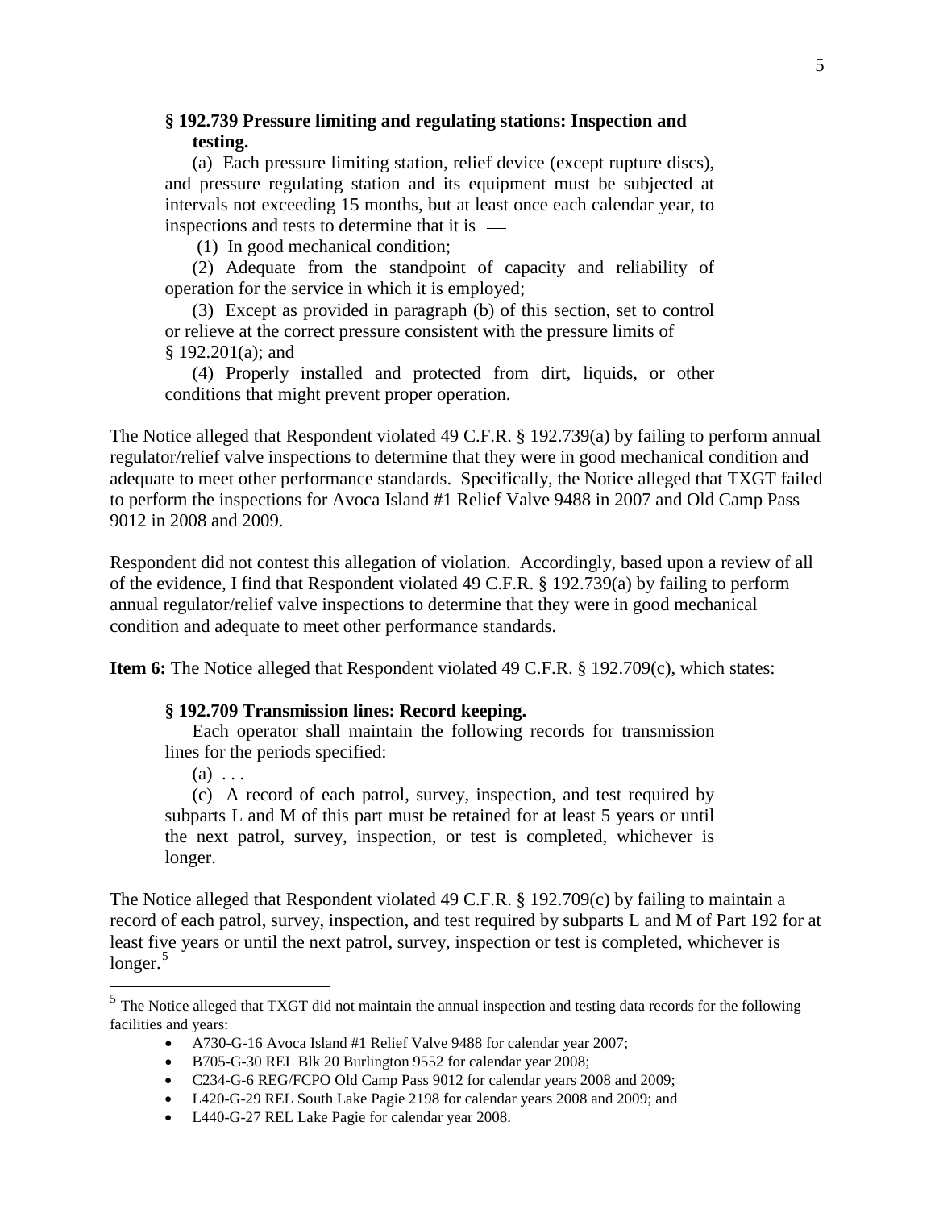**§ 192.739 Pressure limiting and regulating stations: Inspection and testing.**

(a) Each pressure limiting station, relief device (except rupture discs), and pressure regulating station and its equipment must be subjected at intervals not exceeding 15 months, but at least once each calendar year, to inspections and tests to determine that it is —

(1) In good mechanical condition;

(2) Adequate from the standpoint of capacity and reliability of operation for the service in which it is employed;

(3) Except as provided in paragraph (b) of this section, set to control or relieve at the correct pressure consistent with the pressure limits of § 192.201(a); and

(4) Properly installed and protected from dirt, liquids, or other conditions that might prevent proper operation.

The Notice alleged that Respondent violated 49 C.F.R. § 192.739(a) by failing to perform annual regulator/relief valve inspections to determine that they were in good mechanical condition and adequate to meet other performance standards. Specifically, the Notice alleged that TXGT failed to perform the inspections for Avoca Island #1 Relief Valve 9488 in 2007 and Old Camp Pass 9012 in 2008 and 2009.

Respondent did not contest this allegation of violation. Accordingly, based upon a review of all of the evidence, I find that Respondent violated 49 C.F.R. § 192.739(a) by failing to perform annual regulator/relief valve inspections to determine that they were in good mechanical condition and adequate to meet other performance standards.

**Item 6:** The Notice alleged that Respondent violated 49 C.F.R. § 192.709(c), which states:

**§ 192.709 Transmission lines: Record keeping.**

Each operator shall maintain the following records for transmission lines for the periods specified:

(a) . . .

(c) A record of each patrol, survey, inspection, and test required by subparts L and M of this part must be retained for at least 5 years or until the next patrol, survey, inspection, or test is completed, whichever is longer.

The Notice alleged that Respondent violated 49 C.F.R. § 192.709(c) by failing to maintain a record of each patrol, survey, inspection, and test required by subparts L and M of Part 192 for at least five years or until the next patrol, survey, inspection or test is completed, whichever is longer.[5]

---

[5] The Notice alleged that TXGT did not maintain the annual inspection and testing data records for the following facilities and years:

- A730-G-16 Avoca Island #1 Relief Valve 9488 for calendar year 2007;
- B705-G-30 REL Blk 20 Burlington 9552 for calendar year 2008;
- C234-G-6 REG/FCPO Old Camp Pass 9012 for calendar years 2008 and 2009;
- L420-G-29 REL South Lake Pagie 2198 for calendar years 2008 and 2009; and
- L440-G-27 REL Lake Pagie for calendar year 2008.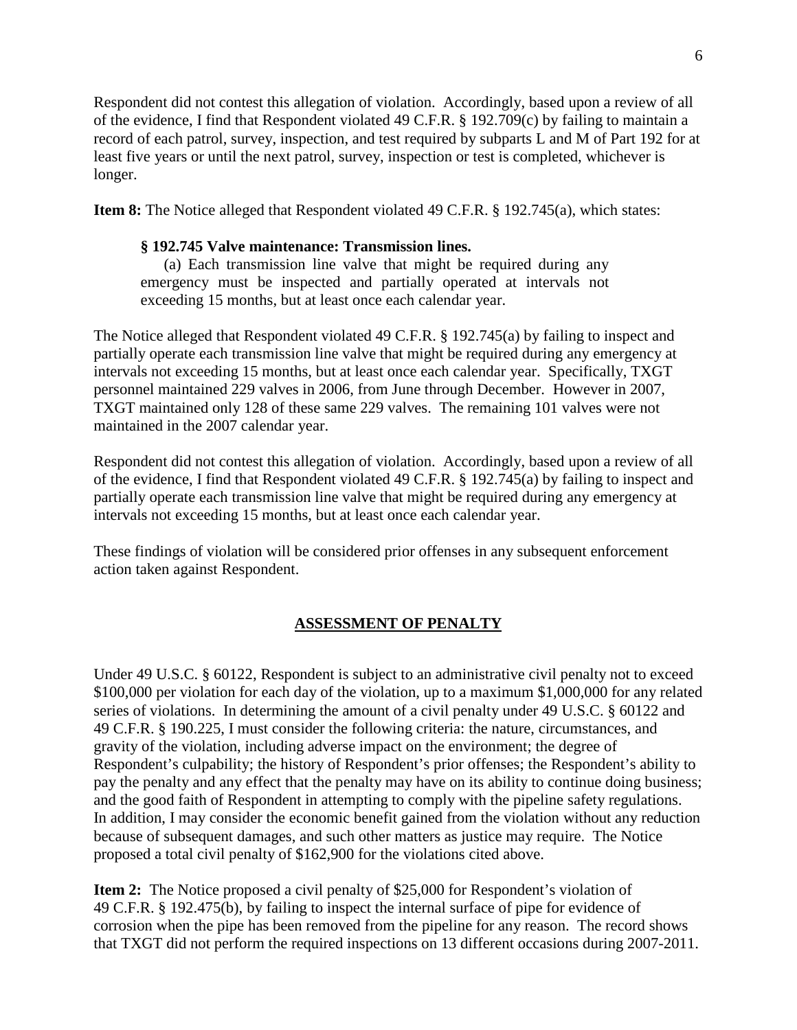Respondent did not contest this allegation of violation. Accordingly, based upon a review of all of the evidence, I find that Respondent violated 49 C.F.R. § 192.709(c) by failing to maintain a record of each patrol, survey, inspection, and test required by subparts L and M of Part 192 for at least five years or until the next patrol, survey, inspection or test is completed, whichever is longer.

**Item 8:** The Notice alleged that Respondent violated 49 C.F.R. § 192.745(a), which states:

> **§ 192.745 Valve maintenance: Transmission lines.**
>
> (a) Each transmission line valve that might be required during any emergency must be inspected and partially operated at intervals not exceeding 15 months, but at least once each calendar year.

The Notice alleged that Respondent violated 49 C.F.R. § 192.745(a) by failing to inspect and partially operate each transmission line valve that might be required during any emergency at intervals not exceeding 15 months, but at least once each calendar year. Specifically, TXGT personnel maintained 229 valves in 2006, from June through December. However in 2007, TXGT maintained only 128 of these same 229 valves. The remaining 101 valves were not maintained in the 2007 calendar year.

Respondent did not contest this allegation of violation. Accordingly, based upon a review of all of the evidence, I find that Respondent violated 49 C.F.R. § 192.745(a) by failing to inspect and partially operate each transmission line valve that might be required during any emergency at intervals not exceeding 15 months, but at least once each calendar year.

These findings of violation will be considered prior offenses in any subsequent enforcement action taken against Respondent.

## ASSESSMENT OF PENALTY

Under 49 U.S.C. § 60122, Respondent is subject to an administrative civil penalty not to exceed $100,000 per violation for each day of the violation, up to a maximum $1,000,000 for any related series of violations. In determining the amount of a civil penalty under 49 U.S.C. § 60122 and 49 C.F.R. § 190.225, I must consider the following criteria: the nature, circumstances, and gravity of the violation, including adverse impact on the environment; the degree of Respondent's culpability; the history of Respondent's prior offenses; the Respondent's ability to pay the penalty and any effect that the penalty may have on its ability to continue doing business; and the good faith of Respondent in attempting to comply with the pipeline safety regulations. In addition, I may consider the economic benefit gained from the violation without any reduction because of subsequent damages, and such other matters as justice may require. The Notice proposed a total civil penalty of $162,900 for the violations cited above.

**Item 2:** The Notice proposed a civil penalty of $25,000 for Respondent's violation of 49 C.F.R. § 192.475(b), by failing to inspect the internal surface of pipe for evidence of corrosion when the pipe has been removed from the pipeline for any reason. The record shows that TXGT did not perform the required inspections on 13 different occasions during 2007-2011.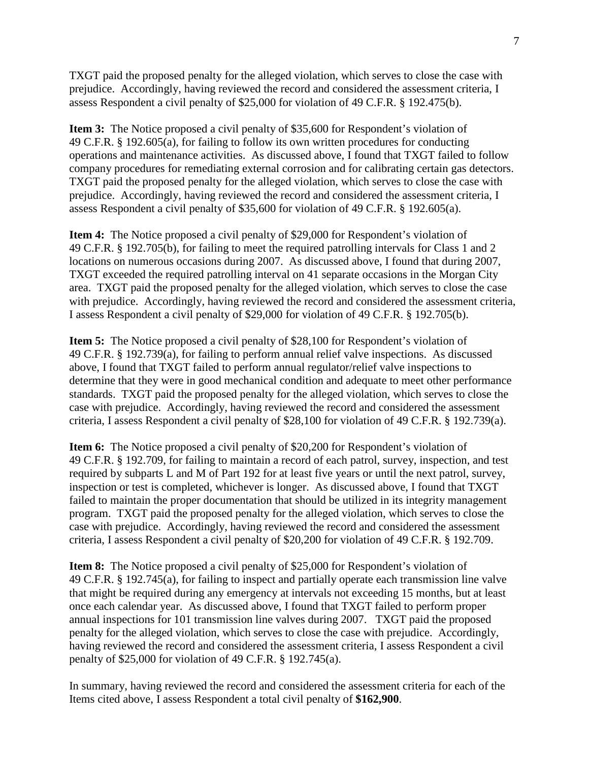TXGT paid the proposed penalty for the alleged violation, which serves to close the case with prejudice. Accordingly, having reviewed the record and considered the assessment criteria, I assess Respondent a civil penalty of $25,000 for violation of 49 C.F.R. § 192.475(b).

**Item 3:** The Notice proposed a civil penalty of $35,600 for Respondent's violation of 49 C.F.R. § 192.605(a), for failing to follow its own written procedures for conducting operations and maintenance activities. As discussed above, I found that TXGT failed to follow company procedures for remediating external corrosion and for calibrating certain gas detectors. TXGT paid the proposed penalty for the alleged violation, which serves to close the case with prejudice. Accordingly, having reviewed the record and considered the assessment criteria, I assess Respondent a civil penalty of $35,600 for violation of 49 C.F.R. § 192.605(a).

**Item 4:** The Notice proposed a civil penalty of $29,000 for Respondent's violation of 49 C.F.R. § 192.705(b), for failing to meet the required patrolling intervals for Class 1 and 2 locations on numerous occasions during 2007. As discussed above, I found that during 2007, TXGT exceeded the required patrolling interval on 41 separate occasions in the Morgan City area. TXGT paid the proposed penalty for the alleged violation, which serves to close the case with prejudice. Accordingly, having reviewed the record and considered the assessment criteria, I assess Respondent a civil penalty of $29,000 for violation of 49 C.F.R. § 192.705(b).

**Item 5:** The Notice proposed a civil penalty of $28,100 for Respondent's violation of 49 C.F.R. § 192.739(a), for failing to perform annual relief valve inspections. As discussed above, I found that TXGT failed to perform annual regulator/relief valve inspections to determine that they were in good mechanical condition and adequate to meet other performance standards. TXGT paid the proposed penalty for the alleged violation, which serves to close the case with prejudice. Accordingly, having reviewed the record and considered the assessment criteria, I assess Respondent a civil penalty of $28,100 for violation of 49 C.F.R. § 192.739(a).

**Item 6:** The Notice proposed a civil penalty of $20,200 for Respondent's violation of 49 C.F.R. § 192.709, for failing to maintain a record of each patrol, survey, inspection, and test required by subparts L and M of Part 192 for at least five years or until the next patrol, survey, inspection or test is completed, whichever is longer. As discussed above, I found that TXGT failed to maintain the proper documentation that should be utilized in its integrity management program. TXGT paid the proposed penalty for the alleged violation, which serves to close the case with prejudice. Accordingly, having reviewed the record and considered the assessment criteria, I assess Respondent a civil penalty of $20,200 for violation of 49 C.F.R. § 192.709.

**Item 8:** The Notice proposed a civil penalty of $25,000 for Respondent's violation of 49 C.F.R. § 192.745(a), for failing to inspect and partially operate each transmission line valve that might be required during any emergency at intervals not exceeding 15 months, but at least once each calendar year. As discussed above, I found that TXGT failed to perform proper annual inspections for 101 transmission line valves during 2007. TXGT paid the proposed penalty for the alleged violation, which serves to close the case with prejudice. Accordingly, having reviewed the record and considered the assessment criteria, I assess Respondent a civil penalty of $25,000 for violation of 49 C.F.R. § 192.745(a).

In summary, having reviewed the record and considered the assessment criteria for each of the Items cited above, I assess Respondent a total civil penalty of **$162,900**.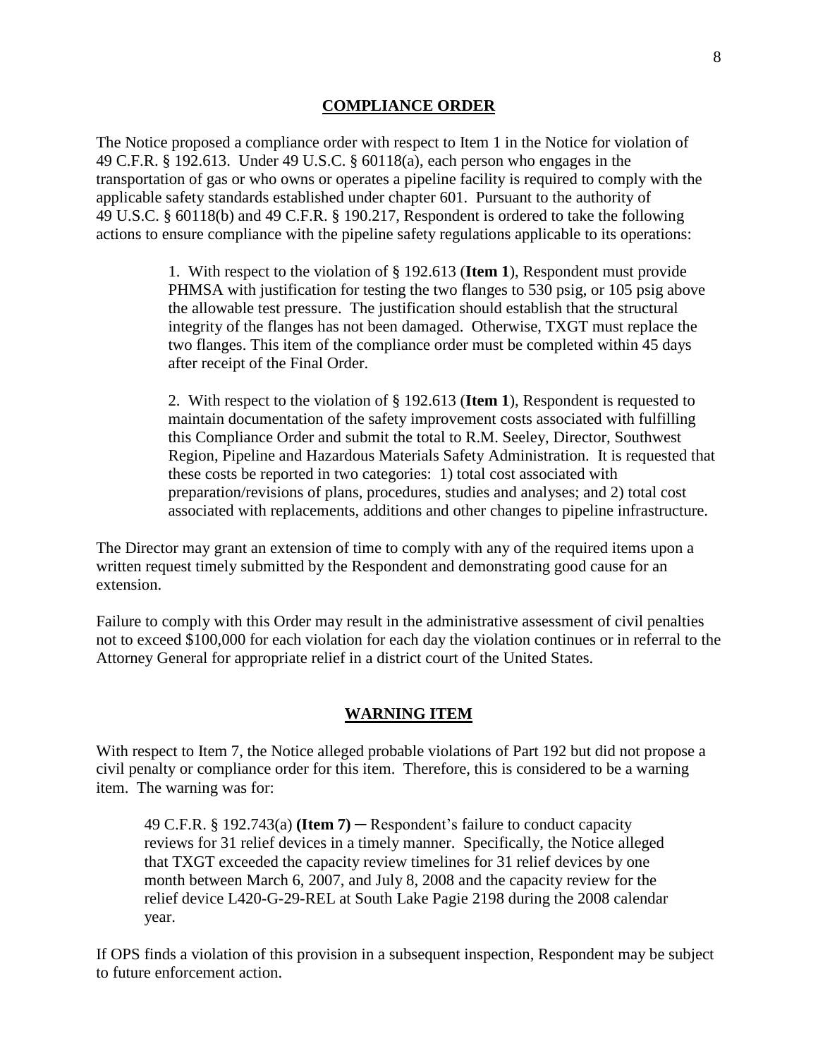## COMPLIANCE ORDER

The Notice proposed a compliance order with respect to Item 1 in the Notice for violation of 49 C.F.R. § 192.613. Under 49 U.S.C. § 60118(a), each person who engages in the transportation of gas or who owns or operates a pipeline facility is required to comply with the applicable safety standards established under chapter 601. Pursuant to the authority of 49 U.S.C. § 60118(b) and 49 C.F.R. § 190.217, Respondent is ordered to take the following actions to ensure compliance with the pipeline safety regulations applicable to its operations:

> 1. With respect to the violation of § 192.613 (**Item 1**), Respondent must provide PHMSA with justification for testing the two flanges to 530 psig, or 105 psig above the allowable test pressure. The justification should establish that the structural integrity of the flanges has not been damaged. Otherwise, TXGT must replace the two flanges. This item of the compliance order must be completed within 45 days after receipt of the Final Order.
>
> 2. With respect to the violation of § 192.613 (**Item 1**), Respondent is requested to maintain documentation of the safety improvement costs associated with fulfilling this Compliance Order and submit the total to R.M. Seeley, Director, Southwest Region, Pipeline and Hazardous Materials Safety Administration. It is requested that these costs be reported in two categories: 1) total cost associated with preparation/revisions of plans, procedures, studies and analyses; and 2) total cost associated with replacements, additions and other changes to pipeline infrastructure.

The Director may grant an extension of time to comply with any of the required items upon a written request timely submitted by the Respondent and demonstrating good cause for an extension.

Failure to comply with this Order may result in the administrative assessment of civil penalties not to exceed $100,000 for each violation for each day the violation continues or in referral to the Attorney General for appropriate relief in a district court of the United States.

## WARNING ITEM

With respect to Item 7, the Notice alleged probable violations of Part 192 but did not propose a civil penalty or compliance order for this item. Therefore, this is considered to be a warning item. The warning was for:

> 49 C.F.R. § 192.743(a) **(Item 7)** ─ Respondent's failure to conduct capacity reviews for 31 relief devices in a timely manner. Specifically, the Notice alleged that TXGT exceeded the capacity review timelines for 31 relief devices by one month between March 6, 2007, and July 8, 2008 and the capacity review for the relief device L420-G-29-REL at South Lake Pagie 2198 during the 2008 calendar year.

If OPS finds a violation of this provision in a subsequent inspection, Respondent may be subject to future enforcement action.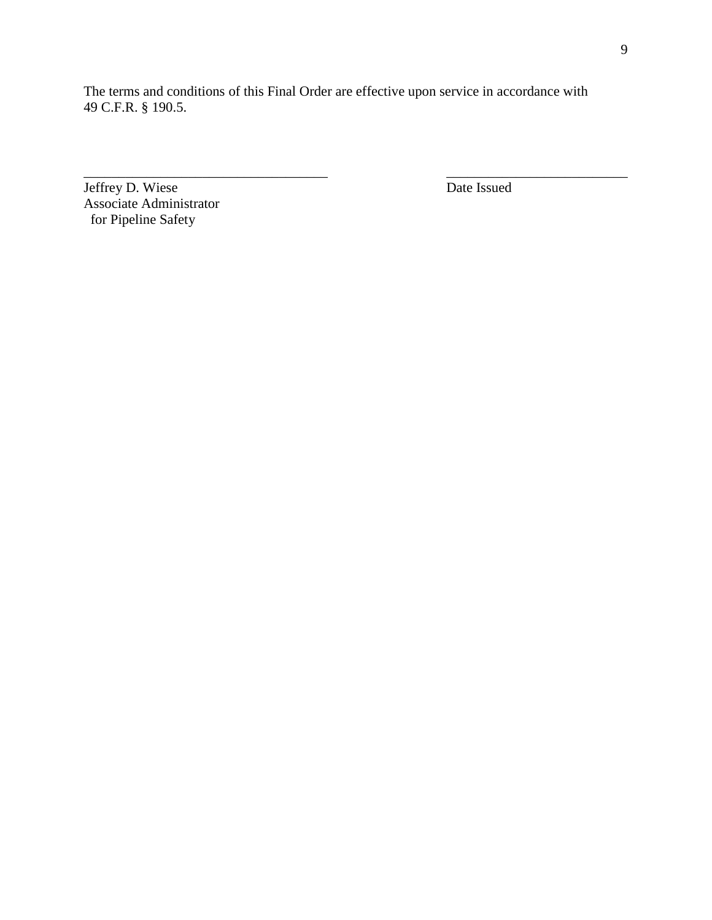The terms and conditions of this Final Order are effective upon service in accordance with 49 C.F.R. § 190.5.

___________________________________ ___________________________

Jeffrey D. Wiese Date Issued
Associate Administrator
for Pipeline Safety